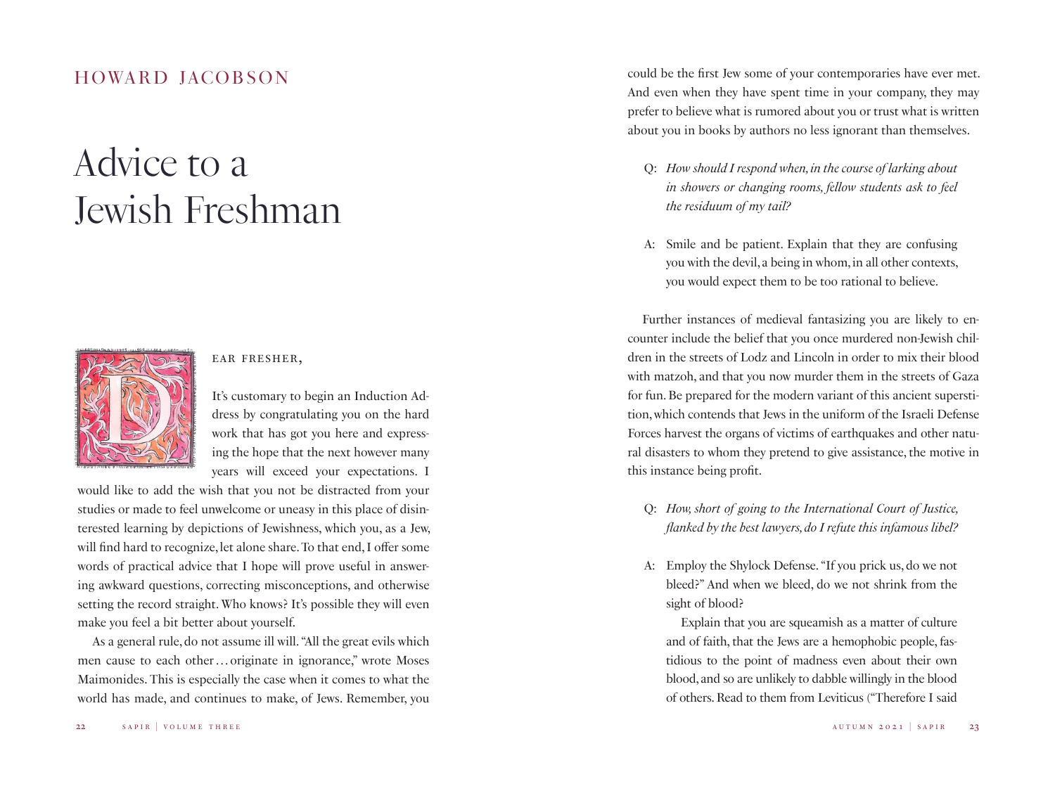HOWARD JACOBSON

# Advice to a Jewish Freshman

DEAR FRESHER,

It's customary to begin an Induction Address by congratulating you on the hard work that has got you here and expressing the hope that the next however many years will exceed your expectations. I would like to add the wish that you not be distracted from your studies or made to feel unwelcome or uneasy in this place of disinterested learning by depictions of Jewishness, which you, as a Jew, will find hard to recognize, let alone share. To that end, I offer some words of practical advice that I hope will prove useful in answering awkward questions, correcting misconceptions, and otherwise setting the record straight. Who knows? It's possible they will even make you feel a bit better about yourself.

As a general rule, do not assume ill will. "All the great evils which men cause to each other . . . originate in ignorance," wrote Moses Maimonides. This is especially the case when it comes to what the world has made, and continues to make, of Jews. Remember, you could be the first Jew some of your contemporaries have ever met. And even when they have spent time in your company, they may prefer to believe what is rumored about you or trust what is written about you in books by authors no less ignorant than themselves.

Q: *How should I respond when, in the course of larking about in showers or changing rooms, fellow students ask to feel the residuum of my tail?*

A: Smile and be patient. Explain that they are confusing you with the devil, a being in whom, in all other contexts, you would expect them to be too rational to believe.

Further instances of medieval fantasizing you are likely to encounter include the belief that you once murdered non-Jewish children in the streets of Lodz and Lincoln in order to mix their blood with matzoh, and that you now murder them in the streets of Gaza for fun. Be prepared for the modern variant of this ancient superstition, which contends that Jews in the uniform of the Israeli Defense Forces harvest the organs of victims of earthquakes and other natural disasters to whom they pretend to give assistance, the motive in this instance being profit.

Q: *How, short of going to the International Court of Justice, flanked by the best lawyers, do I refute this infamous libel?*

A: Employ the Shylock Defense. "If you prick us, do we not bleed?" And when we bleed, do we not shrink from the sight of blood?

Explain that you are squeamish as a matter of culture and of faith, that the Jews are a hemophobic people, fastidious to the point of madness even about their own blood, and so are unlikely to dabble willingly in the blood of others. Read to them from Leviticus ("Therefore I said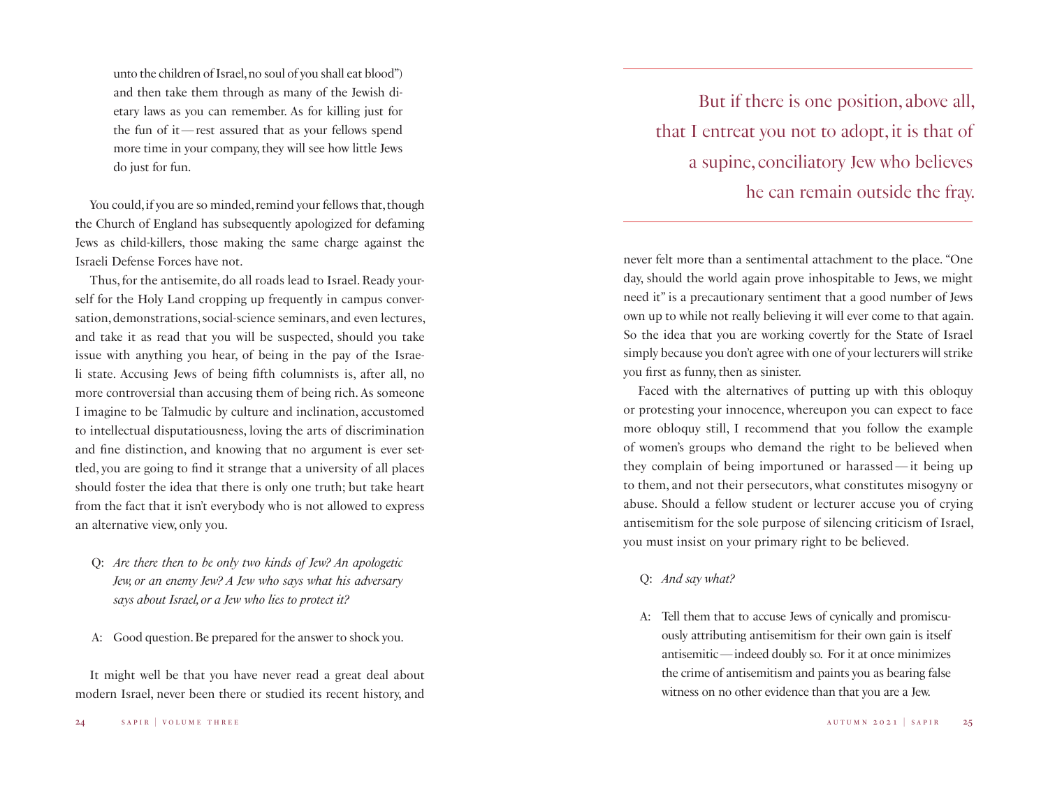unto the children of Israel, no soul of you shall eat blood") and then take them through as many of the Jewish dietary laws as you can remember. As for killing just for the fun of it — rest assured that as your fellows spend more time in your company, they will see how little Jews do just for fun.

You could, if you are so minded, remind your fellows that, though the Church of England has subsequently apologized for defaming Jews as child-killers, those making the same charge against the Israeli Defense Forces have not.

Thus, for the antisemite, do all roads lead to Israel. Ready yourself for the Holy Land cropping up frequently in campus conversation, demonstrations, social-science seminars, and even lectures, and take it as read that you will be suspected, should you take issue with anything you hear, of being in the pay of the Israeli state. Accusing Jews of being fifth columnists is, after all, no more controversial than accusing them of being rich. As someone I imagine to be Talmudic by culture and inclination, accustomed to intellectual disputatiousness, loving the arts of discrimination and fine distinction, and knowing that no argument is ever settled, you are going to find it strange that a university of all places should foster the idea that there is only one truth; but take heart from the fact that it isn't everybody who is not allowed to express an alternative view, only you.

Q: *Are there then to be only two kinds of Jew? An apologetic Jew, or an enemy Jew? A Jew who says what his adversary says about Israel, or a Jew who lies to protect it?*

A: Good question. Be prepared for the answer to shock you.

It might well be that you have never read a great deal about modern Israel, never been there or studied its recent history, and never felt more than a sentimental attachment to the place. "One day, should the world again prove inhospitable to Jews, we might need it" is a precautionary sentiment that a good number of Jews own up to while not really believing it will ever come to that again. So the idea that you are working covertly for the State of Israel simply because you don't agree with one of your lecturers will strike you first as funny, then as sinister.

> But if there is one position, above all, that I entreat you not to adopt, it is that of a supine, conciliatory Jew who believes he can remain outside the fray.

Faced with the alternatives of putting up with this obloquy or protesting your innocence, whereupon you can expect to face more obloquy still, I recommend that you follow the example of women's groups who demand the right to be believed when they complain of being importuned or harassed — it being up to them, and not their persecutors, what constitutes misogyny or abuse. Should a fellow student or lecturer accuse you of crying antisemitism for the sole purpose of silencing criticism of Israel, you must insist on your primary right to be believed.

Q: *And say what?*

A: Tell them that to accuse Jews of cynically and promiscuously attributing antisemitism for their own gain is itself antisemitic — indeed doubly so. For it at once minimizes the crime of antisemitism and paints you as bearing false witness on no other evidence than that you are a Jew.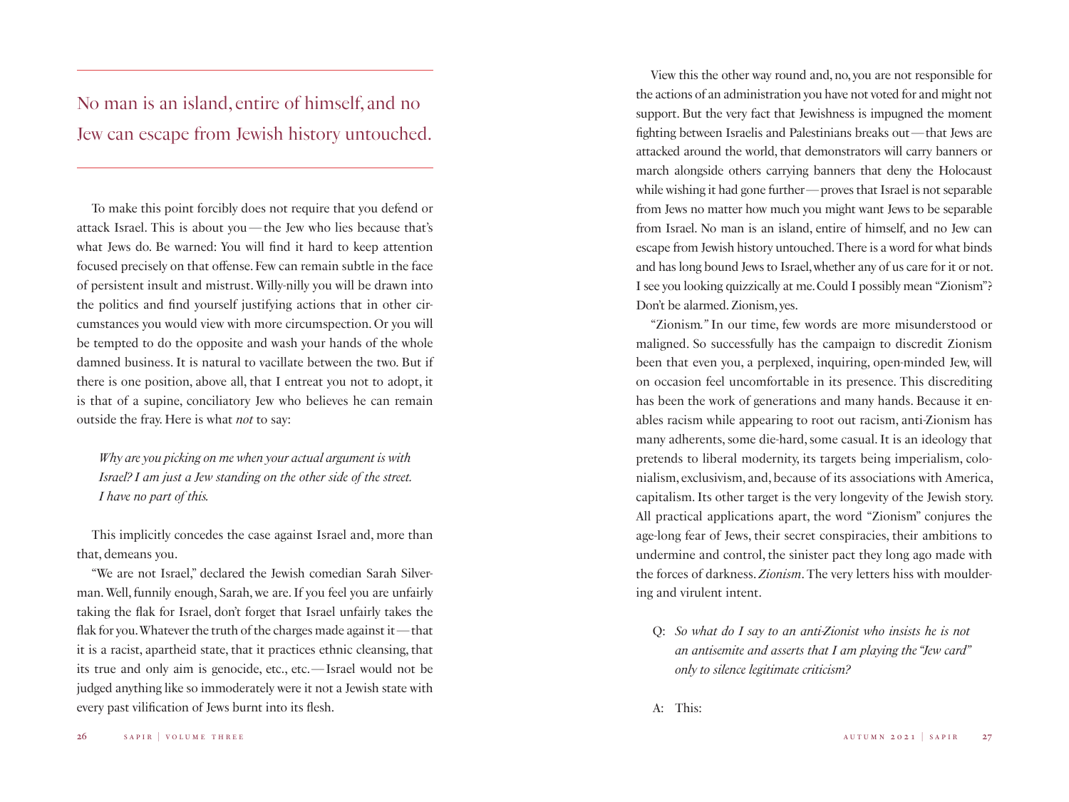No man is an island, entire of himself, and no Jew can escape from Jewish history untouched.

---

To make this point forcibly does not require that you defend or attack Israel. This is about you—the Jew who lies because that's what Jews do. Be warned: You will find it hard to keep attention focused precisely on that offense. Few can remain subtle in the face of persistent insult and mistrust. Willy-nilly you will be drawn into the politics and find yourself justifying actions that in other circumstances you would view with more circumspection. Or you will be tempted to do the opposite and wash your hands of the whole damned business. It is natural to vacillate between the two. But if there is one position, above all, that I entreat you not to adopt, it is that of a supine, conciliatory Jew who believes he can remain outside the fray. Here is what *not* to say:

> *Why are you picking on me when your actual argument is with Israel? I am just a Jew standing on the other side of the street. I have no part of this.*

This implicitly concedes the case against Israel and, more than that, demeans you.

"We are not Israel," declared the Jewish comedian Sarah Silverman. Well, funnily enough, Sarah, we are. If you feel you are unfairly taking the flak for Israel, don't forget that Israel unfairly takes the flak for you. Whatever the truth of the charges made against it—that it is a racist, apartheid state, that it practices ethnic cleansing, that its true and only aim is genocide, etc., etc.—Israel would not be judged anything like so immoderately were it not a Jewish state with every past vilification of Jews burnt into its flesh.

View this the other way round and, no, you are not responsible for the actions of an administration you have not voted for and might not support. But the very fact that Jewishness is impugned the moment fighting between Israelis and Palestinians breaks out—that Jews are attacked around the world, that demonstrators will carry banners or march alongside others carrying banners that deny the Holocaust while wishing it had gone further—proves that Israel is not separable from Jews no matter how much you might want Jews to be separable from Israel. No man is an island, entire of himself, and no Jew can escape from Jewish history untouched. There is a word for what binds and has long bound Jews to Israel, whether any of us care for it or not. I see you looking quizzically at me. Could I possibly mean "Zionism"? Don't be alarmed. Zionism, yes.

"Zionism." In our time, few words are more misunderstood or maligned. So successfully has the campaign to discredit Zionism been that even you, a perplexed, inquiring, open-minded Jew, will on occasion feel uncomfortable in its presence. This discrediting has been the work of generations and many hands. Because it enables racism while appearing to root out racism, anti-Zionism has many adherents, some die-hard, some casual. It is an ideology that pretends to liberal modernity, its targets being imperialism, colonialism, exclusivism, and, because of its associations with America, capitalism. Its other target is the very longevity of the Jewish story. All practical applications apart, the word "Zionism" conjures the age-long fear of Jews, their secret conspiracies, their ambitions to undermine and control, the sinister pact they long ago made with the forces of darkness. *Zionism*. The very letters hiss with mouldering and virulent intent.

Q: *So what do I say to an anti-Zionist who insists he is not an antisemite and asserts that I am playing the "Jew card" only to silence legitimate criticism?*

A: This: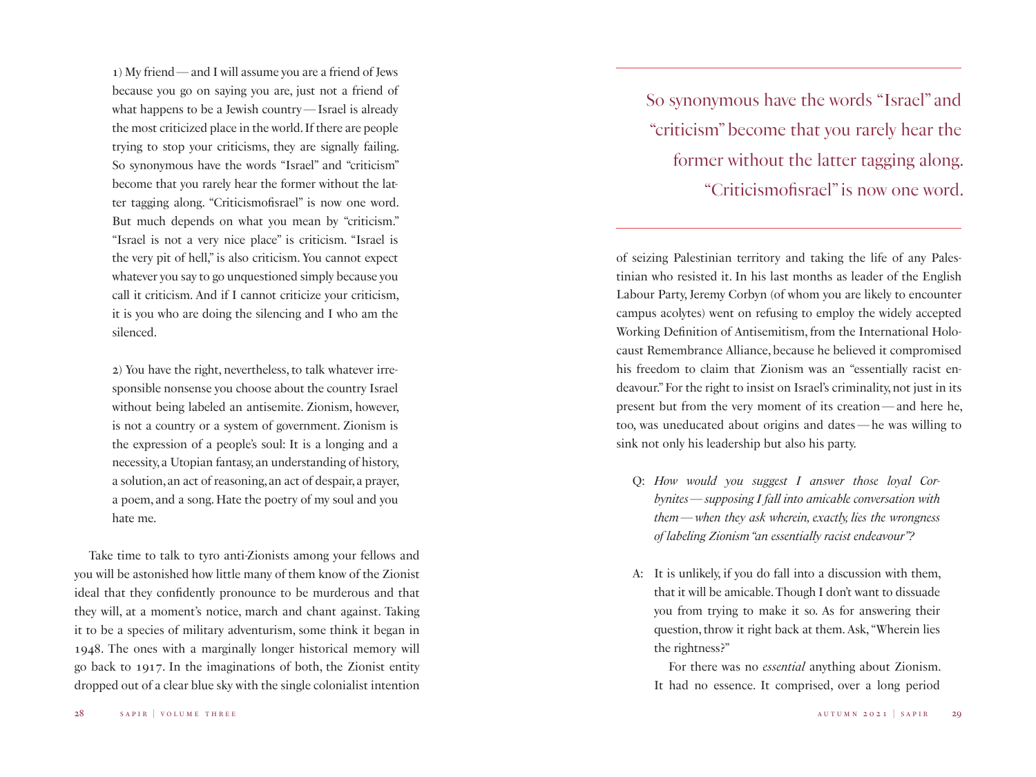1) My friend — and I will assume you are a friend of Jews because you go on saying you are, just not a friend of what happens to be a Jewish country — Israel is already the most criticized place in the world. If there are people trying to stop your criticisms, they are signally failing. So synonymous have the words "Israel" and "criticism" become that you rarely hear the former without the latter tagging along. "Criticismofisrael" is now one word. But much depends on what you mean by "criticism." "Israel is not a very nice place" is criticism. "Israel is the very pit of hell," is also criticism. You cannot expect whatever you say to go unquestioned simply because you call it criticism. And if I cannot criticize your criticism, it is you who are doing the silencing and I who am the silenced.

2) You have the right, nevertheless, to talk whatever irresponsible nonsense you choose about the country Israel without being labeled an antisemite. Zionism, however, is not a country or a system of government. Zionism is the expression of a people's soul: It is a longing and a necessity, a Utopian fantasy, an understanding of history, a solution, an act of reasoning, an act of despair, a prayer, a poem, and a song. Hate the poetry of my soul and you hate me.

Take time to talk to tyro anti-Zionists among your fellows and you will be astonished how little many of them know of the Zionist ideal that they confidently pronounce to be murderous and that they will, at a moment's notice, march and chant against. Taking it to be a species of military adventurism, some think it began in 1948. The ones with a marginally longer historical memory will go back to 1917. In the imaginations of both, the Zionist entity dropped out of a clear blue sky with the single colonialist intention of seizing Palestinian territory and taking the life of any Palestinian who resisted it. In his last months as leader of the English Labour Party, Jeremy Corbyn (of whom you are likely to encounter campus acolytes) went on refusing to employ the widely accepted Working Definition of Antisemitism, from the International Holocaust Remembrance Alliance, because he believed it compromised his freedom to claim that Zionism was an "essentially racist endeavour." For the right to insist on Israel's criminality, not just in its present but from the very moment of its creation — and here he, too, was uneducated about origins and dates — he was willing to sink not only his leadership but also his party.

> So synonymous have the words "Israel" and "criticism" become that you rarely hear the former without the latter tagging along. "Criticismofisrael" is now one word.

Q: *How would you suggest I answer those loyal Corbynites — supposing I fall into amicable conversation with them — when they ask wherein, exactly, lies the wrongness of labeling Zionism "an essentially racist endeavour"?*

A: It is unlikely, if you do fall into a discussion with them, that it will be amicable. Though I don't want to dissuade you from trying to make it so. As for answering their question, throw it right back at them. Ask, "Wherein lies the rightness?"

For there was no *essential* anything about Zionism. It had no essence. It comprised, over a long period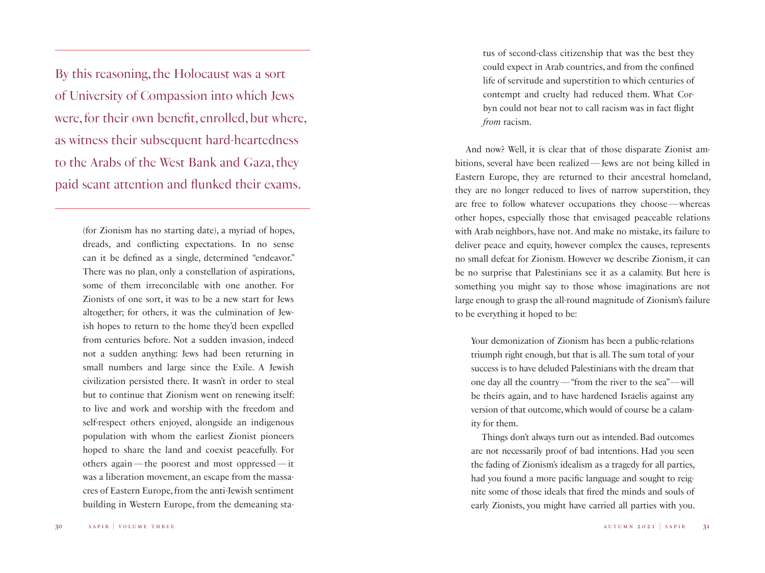> By this reasoning, the Holocaust was a sort of University of Compassion into which Jews were, for their own benefit, enrolled, but where, as witness their subsequent hard-heartedness to the Arabs of the West Bank and Gaza, they paid scant attention and flunked their exams.

(for Zionism has no starting date), a myriad of hopes, dreads, and conflicting expectations. In no sense can it be defined as a single, determined "endeavor." There was no plan, only a constellation of aspirations, some of them irreconcilable with one another. For Zionists of one sort, it was to be a new start for Jews altogether; for others, it was the culmination of Jewish hopes to return to the home they'd been expelled from centuries before. Not a sudden invasion, indeed not a sudden anything: Jews had been returning in small numbers and large since the Exile. A Jewish civilization persisted there. It wasn't in order to steal but to continue that Zionism went on renewing itself: to live and work and worship with the freedom and self-respect others enjoyed, alongside an indigenous population with whom the earliest Zionist pioneers hoped to share the land and coexist peacefully. For others again — the poorest and most oppressed — it was a liberation movement, an escape from the massacres of Eastern Europe, from the anti-Jewish sentiment building in Western Europe, from the demeaning status of second-class citizenship that was the best they could expect in Arab countries, and from the confined life of servitude and superstition to which centuries of contempt and cruelty had reduced them. What Corbyn could not bear not to call racism was in fact flight *from* racism.

And now? Well, it is clear that of those disparate Zionist ambitions, several have been realized — Jews are not being killed in Eastern Europe, they are returned to their ancestral homeland, they are no longer reduced to lives of narrow superstition, they are free to follow whatever occupations they choose — whereas other hopes, especially those that envisaged peaceable relations with Arab neighbors, have not. And make no mistake, its failure to deliver peace and equity, however complex the causes, represents no small defeat for Zionism. However we describe Zionism, it can be no surprise that Palestinians see it as a calamity. But here is something you might say to those whose imaginations are not large enough to grasp the all-round magnitude of Zionism's failure to be everything it hoped to be:

> Your demonization of Zionism has been a public-relations triumph right enough, but that is all. The sum total of your success is to have deluded Palestinians with the dream that one day all the country — "from the river to the sea" — will be theirs again, and to have hardened Israelis against any version of that outcome, which would of course be a calamity for them.
>
> Things don't always turn out as intended. Bad outcomes are not necessarily proof of bad intentions. Had you seen the fading of Zionism's idealism as a tragedy for all parties, had you found a more pacific language and sought to reignite some of those ideals that fired the minds and souls of early Zionists, you might have carried all parties with you.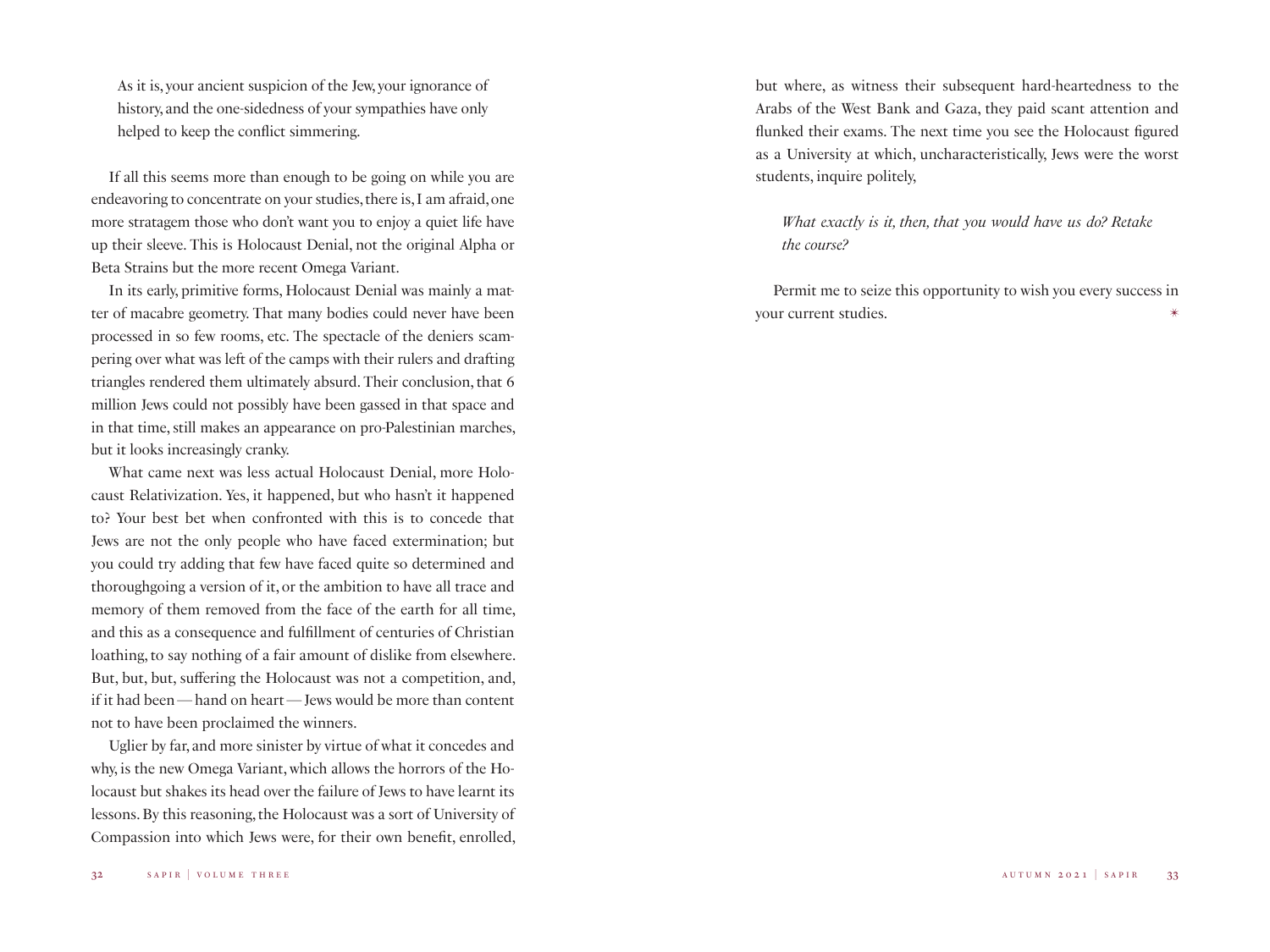> As it is, your ancient suspicion of the Jew, your ignorance of history, and the one-sidedness of your sympathies have only helped to keep the conflict simmering.

If all this seems more than enough to be going on while you are endeavoring to concentrate on your studies, there is, I am afraid, one more stratagem those who don't want you to enjoy a quiet life have up their sleeve. This is Holocaust Denial, not the original Alpha or Beta Strains but the more recent Omega Variant.

In its early, primitive forms, Holocaust Denial was mainly a matter of macabre geometry. That many bodies could never have been processed in so few rooms, etc. The spectacle of the deniers scampering over what was left of the camps with their rulers and drafting triangles rendered them ultimately absurd. Their conclusion, that 6 million Jews could not possibly have been gassed in that space and in that time, still makes an appearance on pro-Palestinian marches, but it looks increasingly cranky.

What came next was less actual Holocaust Denial, more Holocaust Relativization. Yes, it happened, but who hasn't it happened to? Your best bet when confronted with this is to concede that Jews are not the only people who have faced extermination; but you could try adding that few have faced quite so determined and thoroughgoing a version of it, or the ambition to have all trace and memory of them removed from the face of the earth for all time, and this as a consequence and fulfillment of centuries of Christian loathing, to say nothing of a fair amount of dislike from elsewhere. But, but, but, suffering the Holocaust was not a competition, and, if it had been — hand on heart — Jews would be more than content not to have been proclaimed the winners.

Uglier by far, and more sinister by virtue of what it concedes and why, is the new Omega Variant, which allows the horrors of the Holocaust but shakes its head over the failure of Jews to have learnt its lessons. By this reasoning, the Holocaust was a sort of University of Compassion into which Jews were, for their own benefit, enrolled, but where, as witness their subsequent hard-heartedness to the Arabs of the West Bank and Gaza, they paid scant attention and flunked their exams. The next time you see the Holocaust figured as a University at which, uncharacteristically, Jews were the worst students, inquire politely,

> *What exactly is it, then, that you would have us do? Retake the course?*

Permit me to seize this opportunity to wish you every success in your current studies. ✴